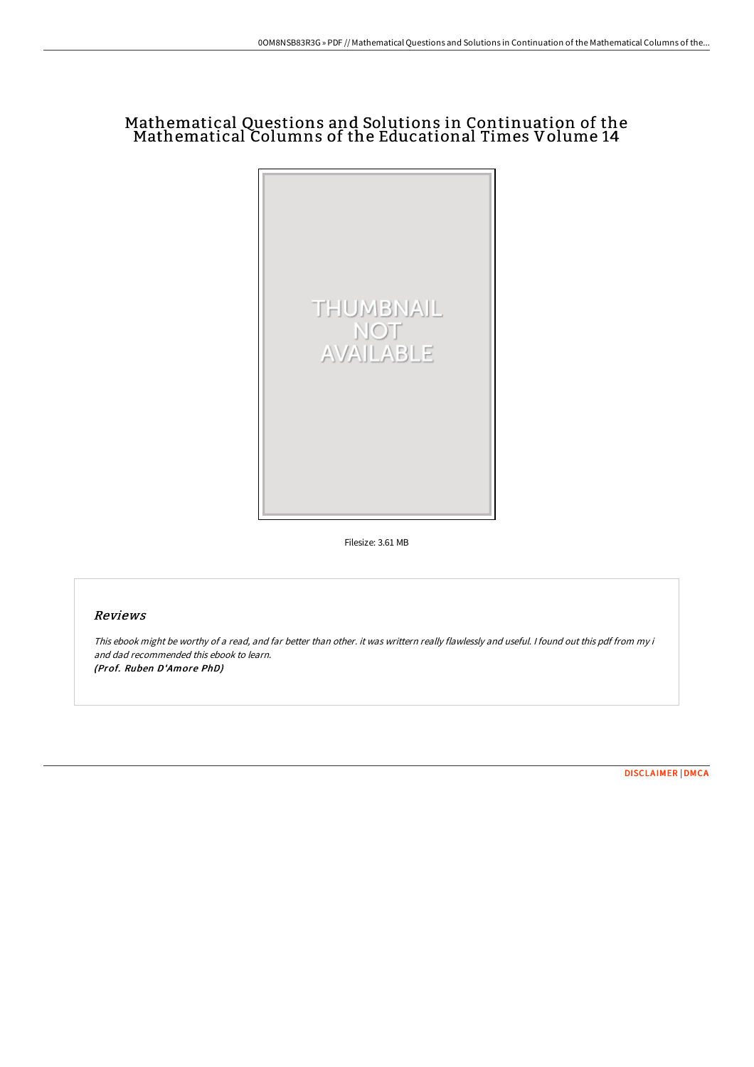# Mathematical Questions and Solutions in Continuation of the Mathematical Columns of the Educational Times Volume 14

Filesize: 3.61 MB

## Reviews

*This ebook might be worthy of a read, and far better than other. it was writtern really flawlessly and useful. I found out this pdf from my i and dad recommended this ebook to learn.*
***(Prof. Ruben D'Amore PhD)***

DISCLAIMER | DMCA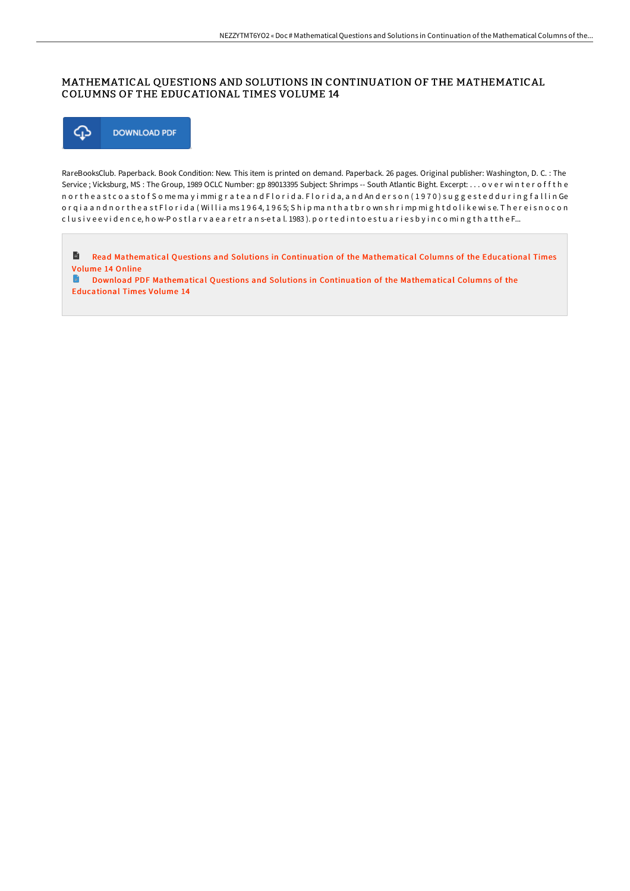## MATHEMATICAL QUESTIONS AND SOLUTIONS IN CONTINUATION OF THE MATHEMATICAL COLUMNS OF THE EDUCATIONAL TIMES VOLUME 14

DOWNLOAD PDF

RareBooksClub. Paperback. Book Condition: New. This item is printed on demand. Paperback. 26 pages. Original publisher: Washington, D. C. : The Service ; Vicksburg, MS : The Group, 1989 OCLC Number: gp 89013395 Subject: Shrimps -- South Atlantic Bight. Excerpt: . . . o v e r wi n t e r o f f t h e n o r t h e a s t c o a s t o f S o me ma y i mmi g r a t e a n d F l o r i d a. F l o r i d a, a n d An d e r s o n ( 1 9 7 0 ) s u g g e s t e d d u r i n g f a l l i n Ge o r g i a a n d n o r t h e a s t F l o r i d a ( Wi l l i a ms 1 9 6 4, 1 9 6 5; S h i p ma n t h a t b r o wn s h r i mp mi g h t d o l i k e wi s e. T h e r e i s n o c o n c l u s i v e e v i d e n c e, h o w-P o s t l a r v a e a r e t r a n s-e t a l. 1983 ). p o r t e d i n t o e s t u a r i e s b y i n c o mi n g t h a t t h e F...

Read Mathematical Questions and Solutions in Continuation of the Mathematical Columns of the Educational Times Volume 14 Online

Download PDF Mathematical Questions and Solutions in Continuation of the Mathematical Columns of the Educational Times Volume 14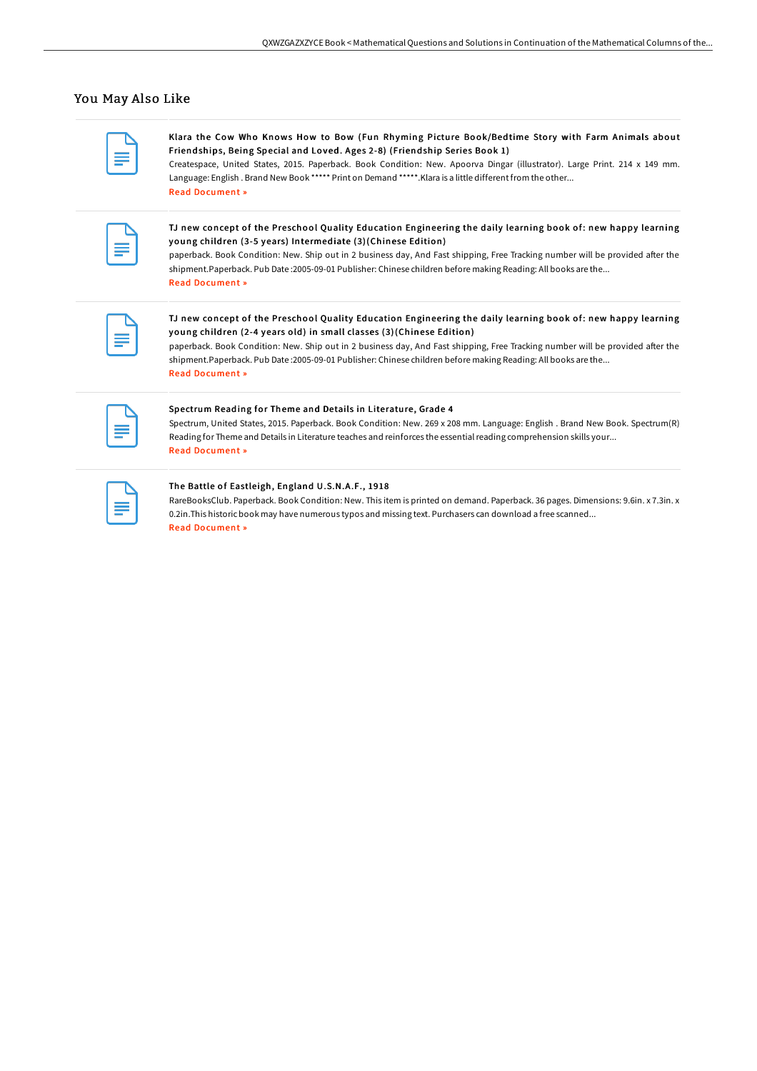## You May Also Like

**Klara the Cow Who Knows How to Bow (Fun Rhyming Picture Book/Bedtime Story with Farm Animals about Friendships, Being Special and Loved. Ages 2-8) (Friendship Series Book 1)**

Createspace, United States, 2015. Paperback. Book Condition: New. Apoorva Dingar (illustrator). Large Print. 214 x 149 mm. Language: English . Brand New Book ***** Print on Demand *****.Klara is a little different from the other...

Read Document »

**TJ new concept of the Preschool Quality Education Engineering the daily learning book of: new happy learning young children (3-5 years) Intermediate (3)(Chinese Edition)**

paperback. Book Condition: New. Ship out in 2 business day, And Fast shipping, Free Tracking number will be provided after the shipment.Paperback. Pub Date :2005-09-01 Publisher: Chinese children before making Reading: All books are the...

Read Document »

**TJ new concept of the Preschool Quality Education Engineering the daily learning book of: new happy learning young children (2-4 years old) in small classes (3)(Chinese Edition)**

paperback. Book Condition: New. Ship out in 2 business day, And Fast shipping, Free Tracking number will be provided after the shipment.Paperback. Pub Date :2005-09-01 Publisher: Chinese children before making Reading: All books are the...

Read Document »

**Spectrum Reading for Theme and Details in Literature, Grade 4**

Spectrum, United States, 2015. Paperback. Book Condition: New. 269 x 208 mm. Language: English . Brand New Book. Spectrum(R) Reading for Theme and Details in Literature teaches and reinforces the essential reading comprehension skills your...

Read Document »

**The Battle of Eastleigh, England U.S.N.A.F., 1918**

RareBooksClub. Paperback. Book Condition: New. This item is printed on demand. Paperback. 36 pages. Dimensions: 9.6in. x 7.3in. x 0.2in.This historic book may have numerous typos and missing text. Purchasers can download a free scanned...

Read Document »